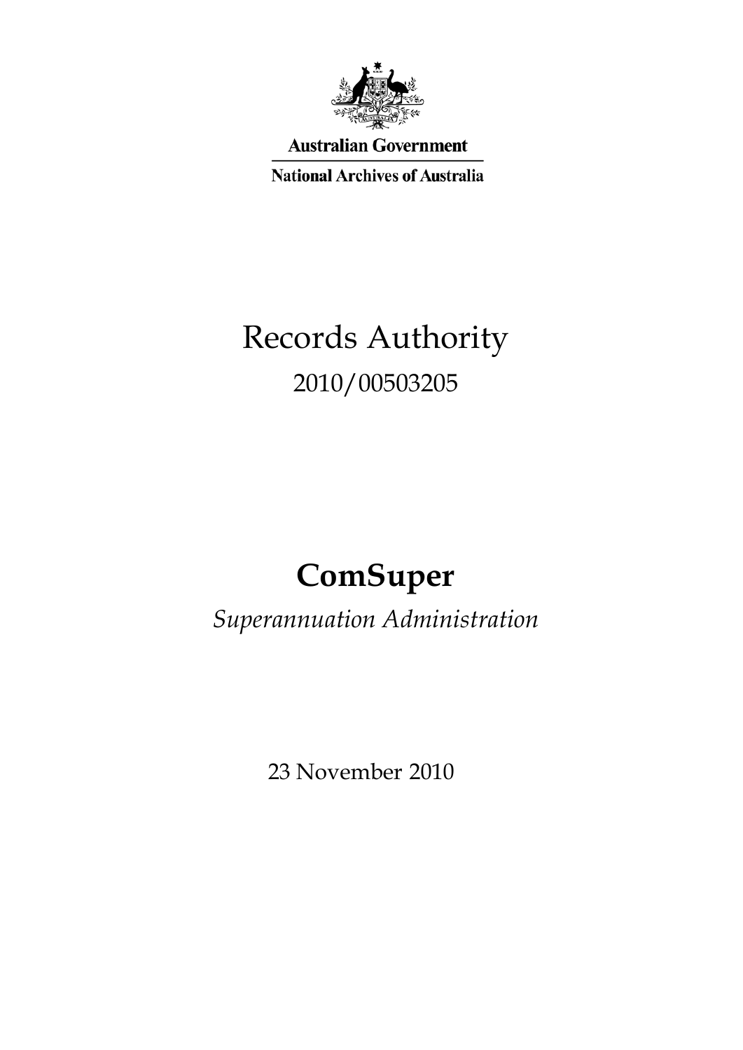Australian Government

National Archives of Australia

# Records Authority

2010/00503205

# ComSuper

*Superannuation Administration*

23 November 2010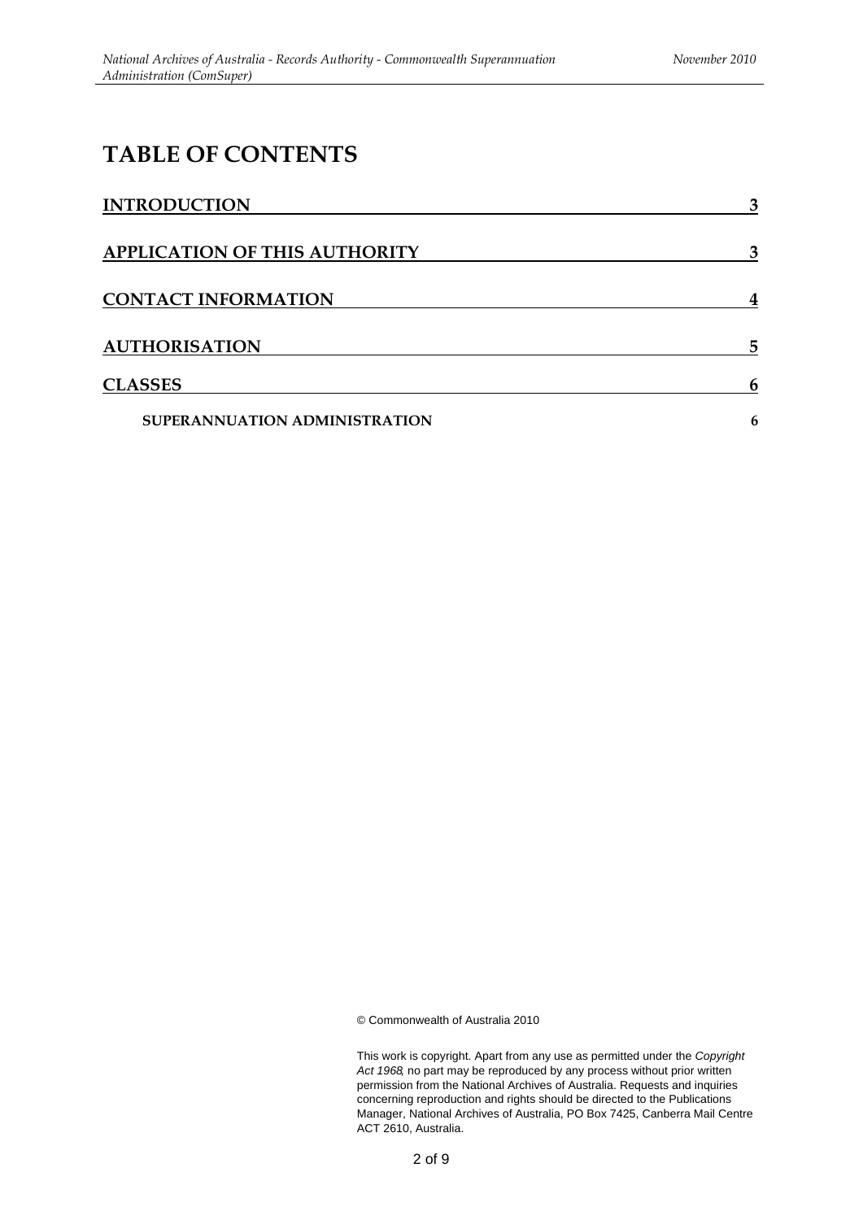# TABLE OF CONTENTS

| | |
|---|---|
| **INTRODUCTION** | **3** |
| **APPLICATION OF THIS AUTHORITY** | **3** |
| **CONTACT INFORMATION** | **4** |
| **AUTHORISATION** | **5** |
| **CLASSES** | **6** |
| **SUPERANNUATION ADMINISTRATION** | **6** |

© Commonwealth of Australia 2010

This work is copyright. Apart from any use as permitted under the *Copyright Act 1968*, no part may be reproduced by any process without prior written permission from the National Archives of Australia. Requests and inquiries concerning reproduction and rights should be directed to the Publications Manager, National Archives of Australia, PO Box 7425, Canberra Mail Centre ACT 2610, Australia.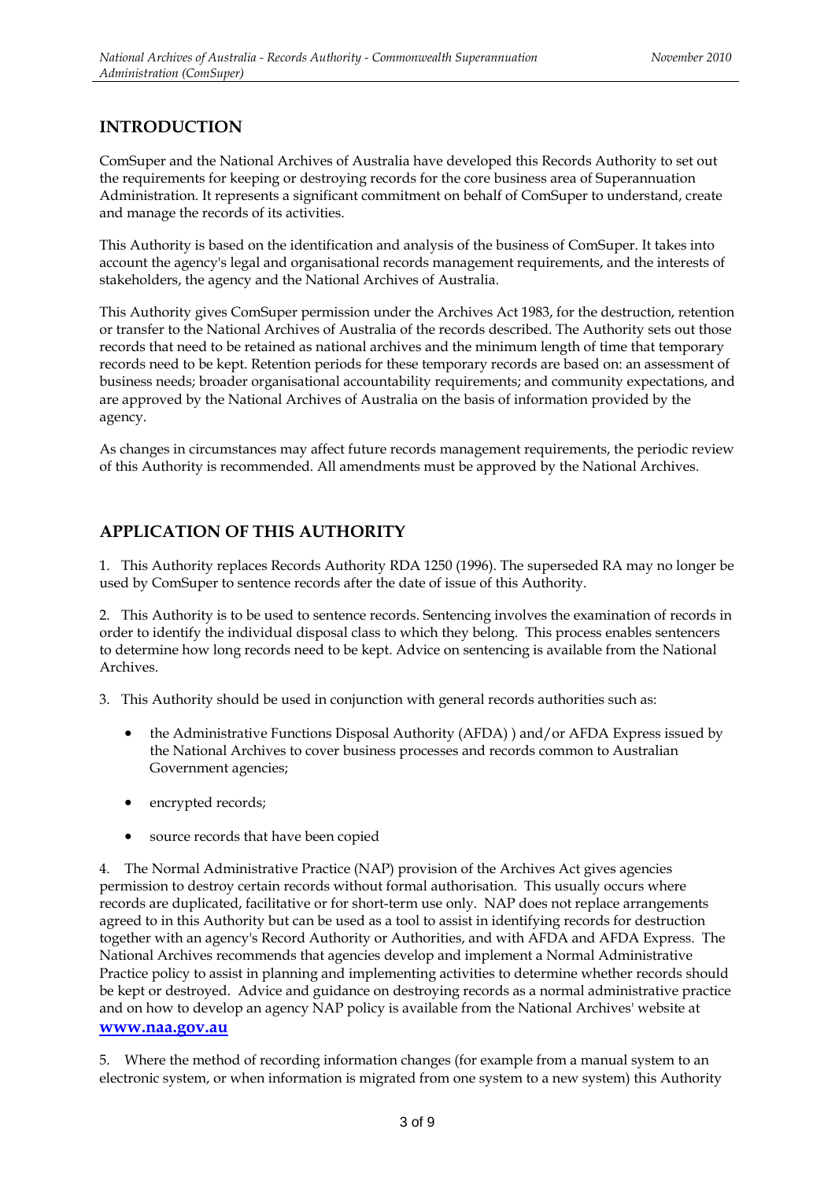## INTRODUCTION

ComSuper and the National Archives of Australia have developed this Records Authority to set out the requirements for keeping or destroying records for the core business area of Superannuation Administration. It represents a significant commitment on behalf of ComSuper to understand, create and manage the records of its activities.

This Authority is based on the identification and analysis of the business of ComSuper. It takes into account the agency's legal and organisational records management requirements, and the interests of stakeholders, the agency and the National Archives of Australia.

This Authority gives ComSuper permission under the Archives Act 1983, for the destruction, retention or transfer to the National Archives of Australia of the records described. The Authority sets out those records that need to be retained as national archives and the minimum length of time that temporary records need to be kept. Retention periods for these temporary records are based on: an assessment of business needs; broader organisational accountability requirements; and community expectations, and are approved by the National Archives of Australia on the basis of information provided by the agency.

As changes in circumstances may affect future records management requirements, the periodic review of this Authority is recommended. All amendments must be approved by the National Archives.

## APPLICATION OF THIS AUTHORITY

1. This Authority replaces Records Authority RDA 1250 (1996). The superseded RA may no longer be used by ComSuper to sentence records after the date of issue of this Authority.

2. This Authority is to be used to sentence records. Sentencing involves the examination of records in order to identify the individual disposal class to which they belong. This process enables sentencers to determine how long records need to be kept. Advice on sentencing is available from the National Archives.

3. This Authority should be used in conjunction with general records authorities such as:

- the Administrative Functions Disposal Authority (AFDA) ) and/or AFDA Express issued by the National Archives to cover business processes and records common to Australian Government agencies;
- encrypted records;
- source records that have been copied

4. The Normal Administrative Practice (NAP) provision of the Archives Act gives agencies permission to destroy certain records without formal authorisation. This usually occurs where records are duplicated, facilitative or for short-term use only. NAP does not replace arrangements agreed to in this Authority but can be used as a tool to assist in identifying records for destruction together with an agency's Record Authority or Authorities, and with AFDA and AFDA Express. The National Archives recommends that agencies develop and implement a Normal Administrative Practice policy to assist in planning and implementing activities to determine whether records should be kept or destroyed. Advice and guidance on destroying records as a normal administrative practice and on how to develop an agency NAP policy is available from the National Archives' website at **www.naa.gov.au**

5. Where the method of recording information changes (for example from a manual system to an electronic system, or when information is migrated from one system to a new system) this Authority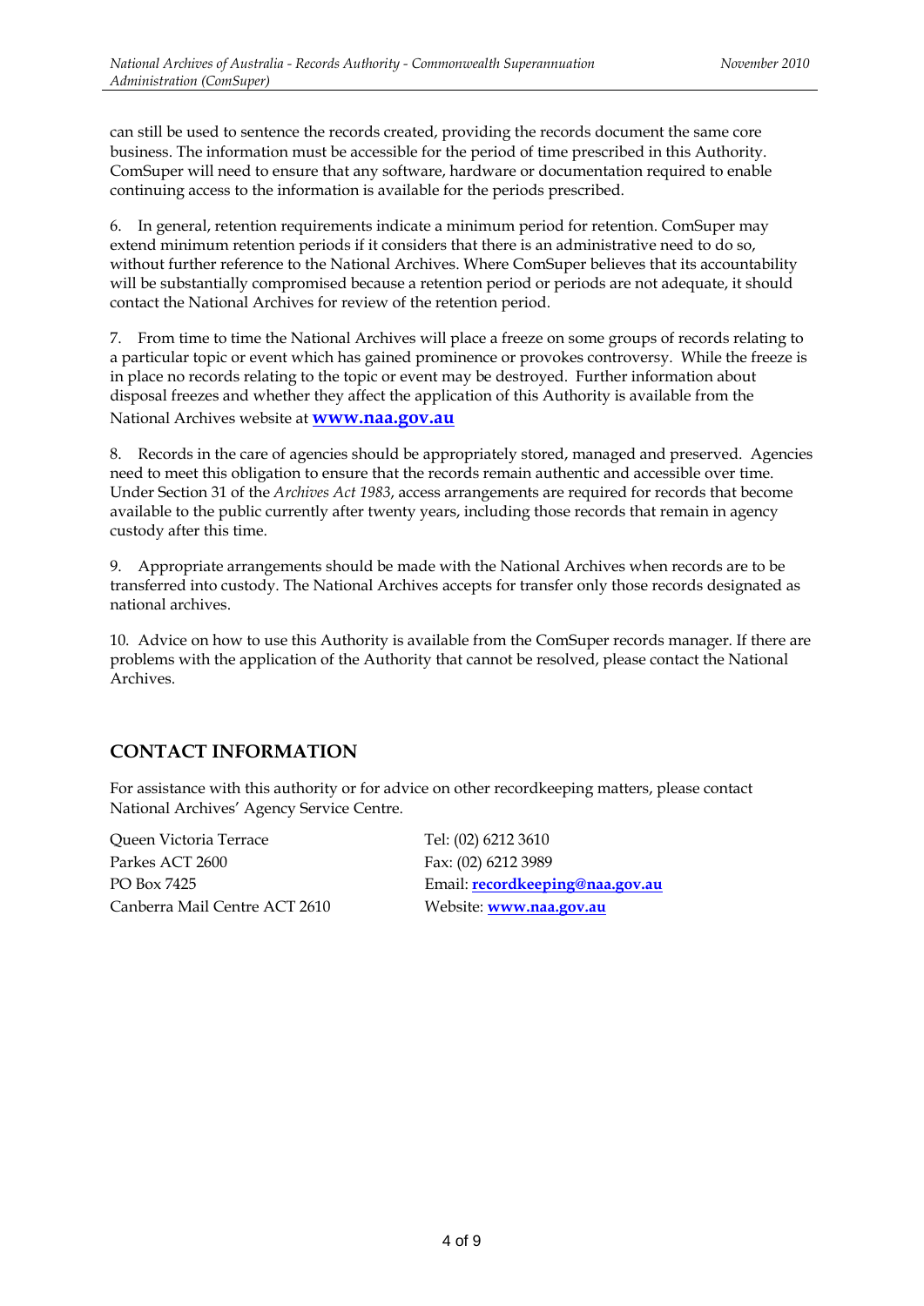can still be used to sentence the records created, providing the records document the same core business. The information must be accessible for the period of time prescribed in this Authority. ComSuper will need to ensure that any software, hardware or documentation required to enable continuing access to the information is available for the periods prescribed.

6. In general, retention requirements indicate a minimum period for retention. ComSuper may extend minimum retention periods if it considers that there is an administrative need to do so, without further reference to the National Archives. Where ComSuper believes that its accountability will be substantially compromised because a retention period or periods are not adequate, it should contact the National Archives for review of the retention period.

7. From time to time the National Archives will place a freeze on some groups of records relating to a particular topic or event which has gained prominence or provokes controversy. While the freeze is in place no records relating to the topic or event may be destroyed. Further information about disposal freezes and whether they affect the application of this Authority is available from the National Archives website at **www.naa.gov.au**

8. Records in the care of agencies should be appropriately stored, managed and preserved. Agencies need to meet this obligation to ensure that the records remain authentic and accessible over time. Under Section 31 of the *Archives Act 1983*, access arrangements are required for records that become available to the public currently after twenty years, including those records that remain in agency custody after this time.

9. Appropriate arrangements should be made with the National Archives when records are to be transferred into custody. The National Archives accepts for transfer only those records designated as national archives.

10. Advice on how to use this Authority is available from the ComSuper records manager. If there are problems with the application of the Authority that cannot be resolved, please contact the National Archives.

## CONTACT INFORMATION

For assistance with this authority or for advice on other recordkeeping matters, please contact National Archives' Agency Service Centre.

Queen Victoria Terrace
Parkes ACT 2600
PO Box 7425
Canberra Mail Centre ACT 2610

Tel: (02) 6212 3610
Fax: (02) 6212 3989
Email: **recordkeeping@naa.gov.au**
Website: **www.naa.gov.au**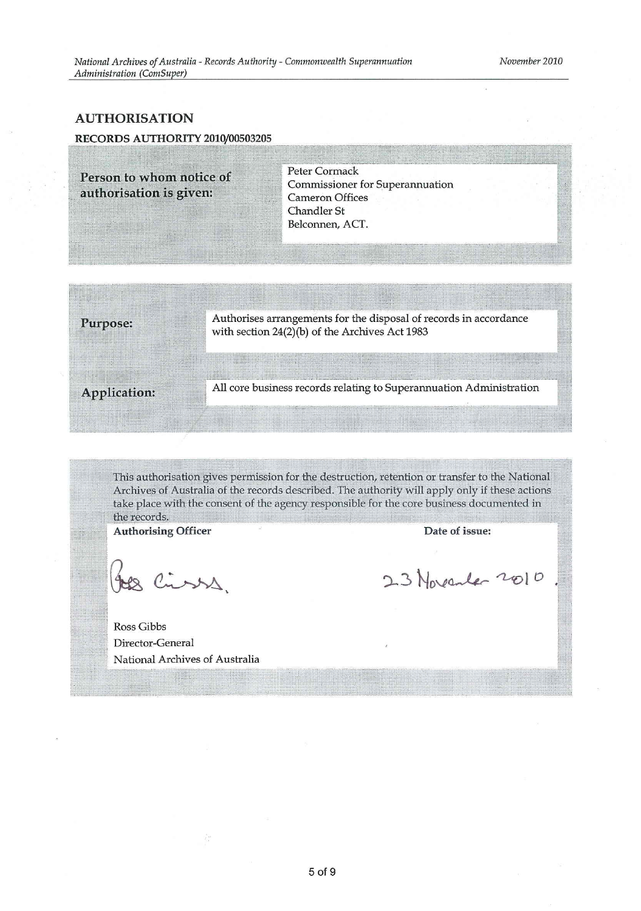## AUTHORISATION

### RECORDS AUTHORITY 2010/00503205

| | |
|---|---|
| **Person to whom notice of authorisation is given:** | Peter Cormack<br>Commissioner for Superannuation<br>Cameron Offices<br>Chandler St<br>Belconnen, ACT. |

| | |
|---|---|
| **Purpose:** | Authorises arrangements for the disposal of records in accordance with section 24(2)(b) of the Archives Act 1983 |
| **Application:** | All core business records relating to Superannuation Administration |

This authorisation gives permission for the destruction, retention or transfer to the National Archives of Australia of the records described. The authority will apply only if these actions take place with the consent of the agency responsible for the core business documented in the records.

| **Authorising Officer** | **Date of issue:** |
|---|---|
| Ross Gibbs<br>Director-General<br>National Archives of Australia | 23 November 2010. |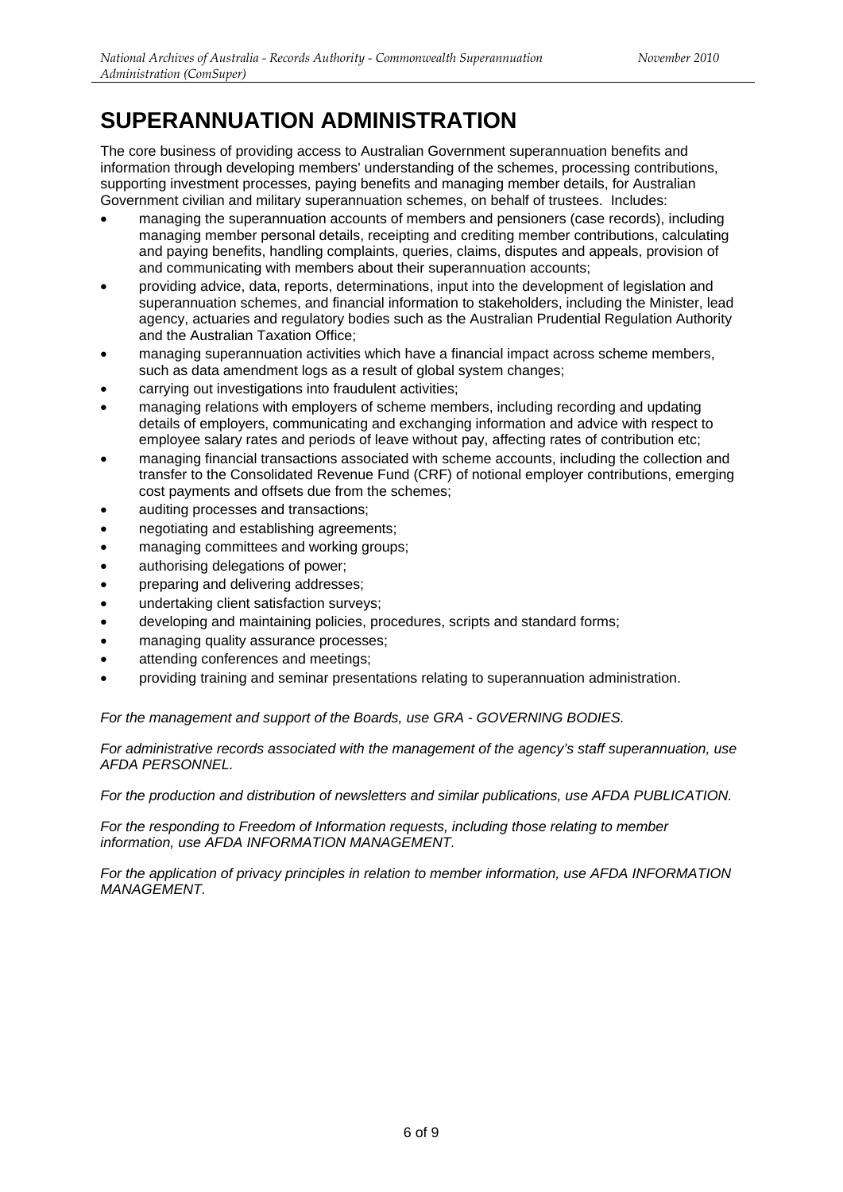# SUPERANNUATION ADMINISTRATION

The core business of providing access to Australian Government superannuation benefits and information through developing members' understanding of the schemes, processing contributions, supporting investment processes, paying benefits and managing member details, for Australian Government civilian and military superannuation schemes, on behalf of trustees. Includes:

- managing the superannuation accounts of members and pensioners (case records), including managing member personal details, receipting and crediting member contributions, calculating and paying benefits, handling complaints, queries, claims, disputes and appeals, provision of and communicating with members about their superannuation accounts;
- providing advice, data, reports, determinations, input into the development of legislation and superannuation schemes, and financial information to stakeholders, including the Minister, lead agency, actuaries and regulatory bodies such as the Australian Prudential Regulation Authority and the Australian Taxation Office;
- managing superannuation activities which have a financial impact across scheme members, such as data amendment logs as a result of global system changes;
- carrying out investigations into fraudulent activities;
- managing relations with employers of scheme members, including recording and updating details of employers, communicating and exchanging information and advice with respect to employee salary rates and periods of leave without pay, affecting rates of contribution etc;
- managing financial transactions associated with scheme accounts, including the collection and transfer to the Consolidated Revenue Fund (CRF) of notional employer contributions, emerging cost payments and offsets due from the schemes;
- auditing processes and transactions;
- negotiating and establishing agreements;
- managing committees and working groups;
- authorising delegations of power;
- preparing and delivering addresses;
- undertaking client satisfaction surveys;
- developing and maintaining policies, procedures, scripts and standard forms;
- managing quality assurance processes;
- attending conferences and meetings;
- providing training and seminar presentations relating to superannuation administration.

*For the management and support of the Boards, use GRA - GOVERNING BODIES.*

*For administrative records associated with the management of the agency's staff superannuation, use AFDA PERSONNEL.*

*For the production and distribution of newsletters and similar publications, use AFDA PUBLICATION.*

*For the responding to Freedom of Information requests, including those relating to member information, use AFDA INFORMATION MANAGEMENT.*

*For the application of privacy principles in relation to member information, use AFDA INFORMATION MANAGEMENT.*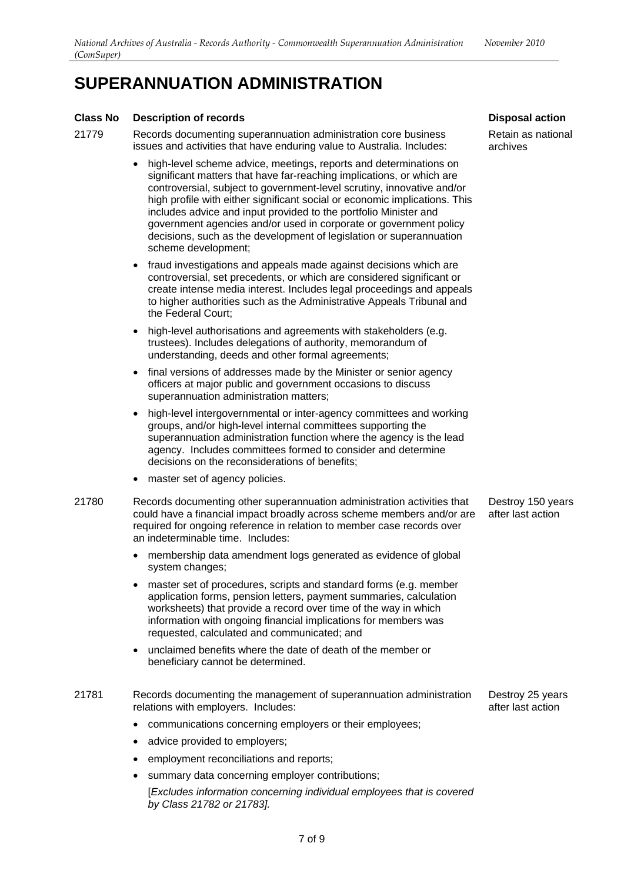# SUPERANNUATION ADMINISTRATION

| Class No | Description of records | Disposal action |
|---|---|---|
| 21779 | Records documenting superannuation administration core business issues and activities that have enduring value to Australia. Includes:<br><br>• high-level scheme advice, meetings, reports and determinations on significant matters that have far-reaching implications, or which are controversial, subject to government-level scrutiny, innovative and/or high profile with either significant social or economic implications. This includes advice and input provided to the portfolio Minister and government agencies and/or used in corporate or government policy decisions, such as the development of legislation or superannuation scheme development;<br><br>• fraud investigations and appeals made against decisions which are controversial, set precedents, or which are considered significant or create intense media interest. Includes legal proceedings and appeals to higher authorities such as the Administrative Appeals Tribunal and the Federal Court;<br><br>• high-level authorisations and agreements with stakeholders (e.g. trustees). Includes delegations of authority, memorandum of understanding, deeds and other formal agreements;<br><br>• final versions of addresses made by the Minister or senior agency officers at major public and government occasions to discuss superannuation administration matters;<br><br>• high-level intergovernmental or inter-agency committees and working groups, and/or high-level internal committees supporting the superannuation administration function where the agency is the lead agency. Includes committees formed to consider and determine decisions on the reconsiderations of benefits;<br><br>• master set of agency policies. | Retain as national archives |
| 21780 | Records documenting other superannuation administration activities that could have a financial impact broadly across scheme members and/or are required for ongoing reference in relation to member case records over an indeterminable time. Includes:<br><br>• membership data amendment logs generated as evidence of global system changes;<br><br>• master set of procedures, scripts and standard forms (e.g. member application forms, pension letters, payment summaries, calculation worksheets) that provide a record over time of the way in which information with ongoing financial implications for members was requested, calculated and communicated; and<br><br>• unclaimed benefits where the date of death of the member or beneficiary cannot be determined. | Destroy 150 years after last action |
| 21781 | Records documenting the management of superannuation administration relations with employers. Includes:<br><br>• communications concerning employers or their employees;<br><br>• advice provided to employers;<br><br>• employment reconciliations and reports;<br><br>• summary data concerning employer contributions;<br><br>[*Excludes information concerning individual employees that is covered by Class 21782 or 21783].* | Destroy 25 years after last action |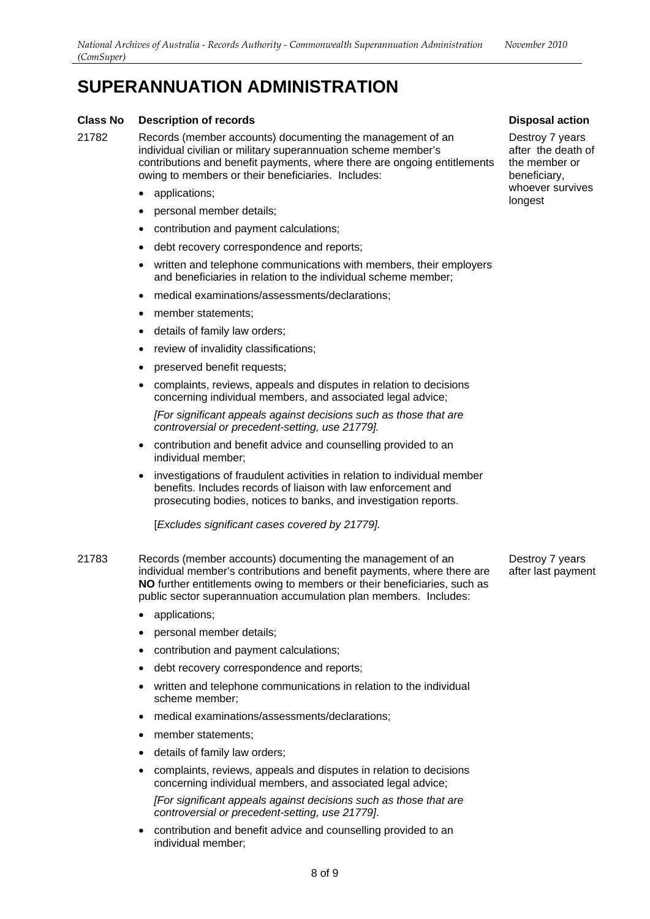# SUPERANNUATION ADMINISTRATION

| Class No | Description of records | Disposal action |
| --- | --- | --- |
| 21782 | Records (member accounts) documenting the management of an individual civilian or military superannuation scheme member's contributions and benefit payments, where there are ongoing entitlements owing to members or their beneficiaries. Includes:<br>• applications;<br>• personal member details;<br>• contribution and payment calculations;<br>• debt recovery correspondence and reports;<br>• written and telephone communications with members, their employers and beneficiaries in relation to the individual scheme member;<br>• medical examinations/assessments/declarations;<br>• member statements;<br>• details of family law orders;<br>• review of invalidity classifications;<br>• preserved benefit requests;<br>• complaints, reviews, appeals and disputes in relation to decisions concerning individual members, and associated legal advice;<br>*[For significant appeals against decisions such as those that are controversial or precedent-setting, use 21779].*<br>• contribution and benefit advice and counselling provided to an individual member;<br>• investigations of fraudulent activities in relation to individual member benefits. Includes records of liaison with law enforcement and prosecuting bodies, notices to banks, and investigation reports.<br>[*Excludes significant cases covered by 21779].* | Destroy 7 years after the death of the member or beneficiary, whoever survives longest |
| 21783 | Records (member accounts) documenting the management of an individual member's contributions and benefit payments, where there are **NO** further entitlements owing to members or their beneficiaries, such as public sector superannuation accumulation plan members. Includes:<br>• applications;<br>• personal member details;<br>• contribution and payment calculations;<br>• debt recovery correspondence and reports;<br>• written and telephone communications in relation to the individual scheme member;<br>• medical examinations/assessments/declarations;<br>• member statements;<br>• details of family law orders;<br>• complaints, reviews, appeals and disputes in relation to decisions concerning individual members, and associated legal advice;<br>*[For significant appeals against decisions such as those that are controversial or precedent-setting, use 21779]*.<br>• contribution and benefit advice and counselling provided to an individual member; | Destroy 7 years after last payment |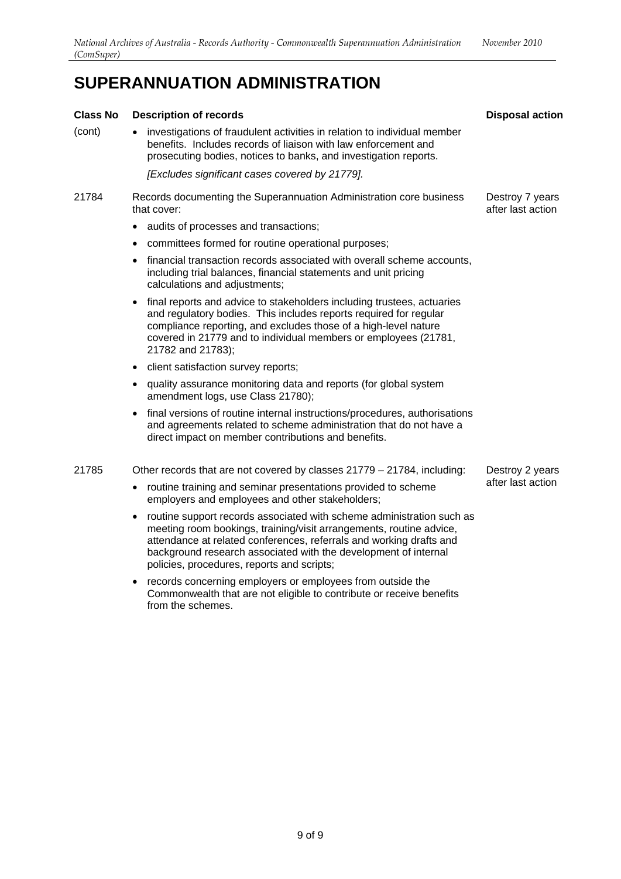# SUPERANNUATION ADMINISTRATION

| Class No | Description of records | Disposal action |
|---|---|---|
| (cont) | • investigations of fraudulent activities in relation to individual member benefits. Includes records of liaison with law enforcement and prosecuting bodies, notices to banks, and investigation reports.<br><br>*[Excludes significant cases covered by 21779].* | |
| 21784 | Records documenting the Superannuation Administration core business that cover:<br><br>• audits of processes and transactions;<br>• committees formed for routine operational purposes;<br>• financial transaction records associated with overall scheme accounts, including trial balances, financial statements and unit pricing calculations and adjustments;<br>• final reports and advice to stakeholders including trustees, actuaries and regulatory bodies. This includes reports required for regular compliance reporting, and excludes those of a high-level nature covered in 21779 and to individual members or employees (21781, 21782 and 21783);<br>• client satisfaction survey reports;<br>• quality assurance monitoring data and reports (for global system amendment logs, use Class 21780);<br>• final versions of routine internal instructions/procedures, authorisations and agreements related to scheme administration that do not have a direct impact on member contributions and benefits. | Destroy 7 years after last action |
| 21785 | Other records that are not covered by classes 21779 – 21784, including:<br><br>• routine training and seminar presentations provided to scheme employers and employees and other stakeholders;<br>• routine support records associated with scheme administration such as meeting room bookings, training/visit arrangements, routine advice, attendance at related conferences, referrals and working drafts and background research associated with the development of internal policies, procedures, reports and scripts;<br>• records concerning employers or employees from outside the Commonwealth that are not eligible to contribute or receive benefits from the schemes. | Destroy 2 years after last action |